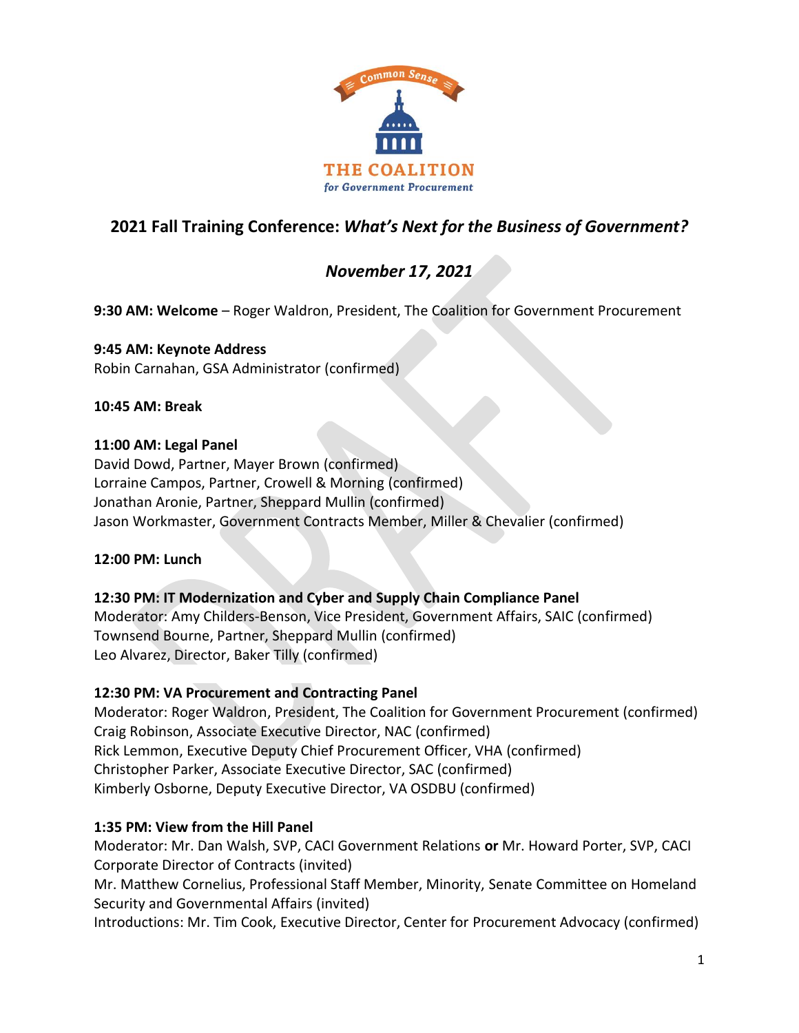Common Sense

THE COALITION
*for Government Procurement*

# 2021 Fall Training Conference: *What's Next for the Business of Government?*

## *November 17, 2021*

**9:30 AM: Welcome** – Roger Waldron, President, The Coalition for Government Procurement

**9:45 AM: Keynote Address**
Robin Carnahan, GSA Administrator (confirmed)

**10:45 AM: Break**

**11:00 AM: Legal Panel**
David Dowd, Partner, Mayer Brown (confirmed)
Lorraine Campos, Partner, Crowell & Morning (confirmed)
Jonathan Aronie, Partner, Sheppard Mullin (confirmed)
Jason Workmaster, Government Contracts Member, Miller & Chevalier (confirmed)

**12:00 PM: Lunch**

**12:30 PM: IT Modernization and Cyber and Supply Chain Compliance Panel**
Moderator: Amy Childers-Benson, Vice President, Government Affairs, SAIC (confirmed)
Townsend Bourne, Partner, Sheppard Mullin (confirmed)
Leo Alvarez, Director, Baker Tilly (confirmed)

**12:30 PM: VA Procurement and Contracting Panel**
Moderator: Roger Waldron, President, The Coalition for Government Procurement (confirmed)
Craig Robinson, Associate Executive Director, NAC (confirmed)
Rick Lemmon, Executive Deputy Chief Procurement Officer, VHA (confirmed)
Christopher Parker, Associate Executive Director, SAC (confirmed)
Kimberly Osborne, Deputy Executive Director, VA OSDBU (confirmed)

**1:35 PM: View from the Hill Panel**
Moderator: Mr. Dan Walsh, SVP, CACI Government Relations **or** Mr. Howard Porter, SVP, CACI Corporate Director of Contracts (invited)
Mr. Matthew Cornelius, Professional Staff Member, Minority, Senate Committee on Homeland Security and Governmental Affairs (invited)
Introductions: Mr. Tim Cook, Executive Director, Center for Procurement Advocacy (confirmed)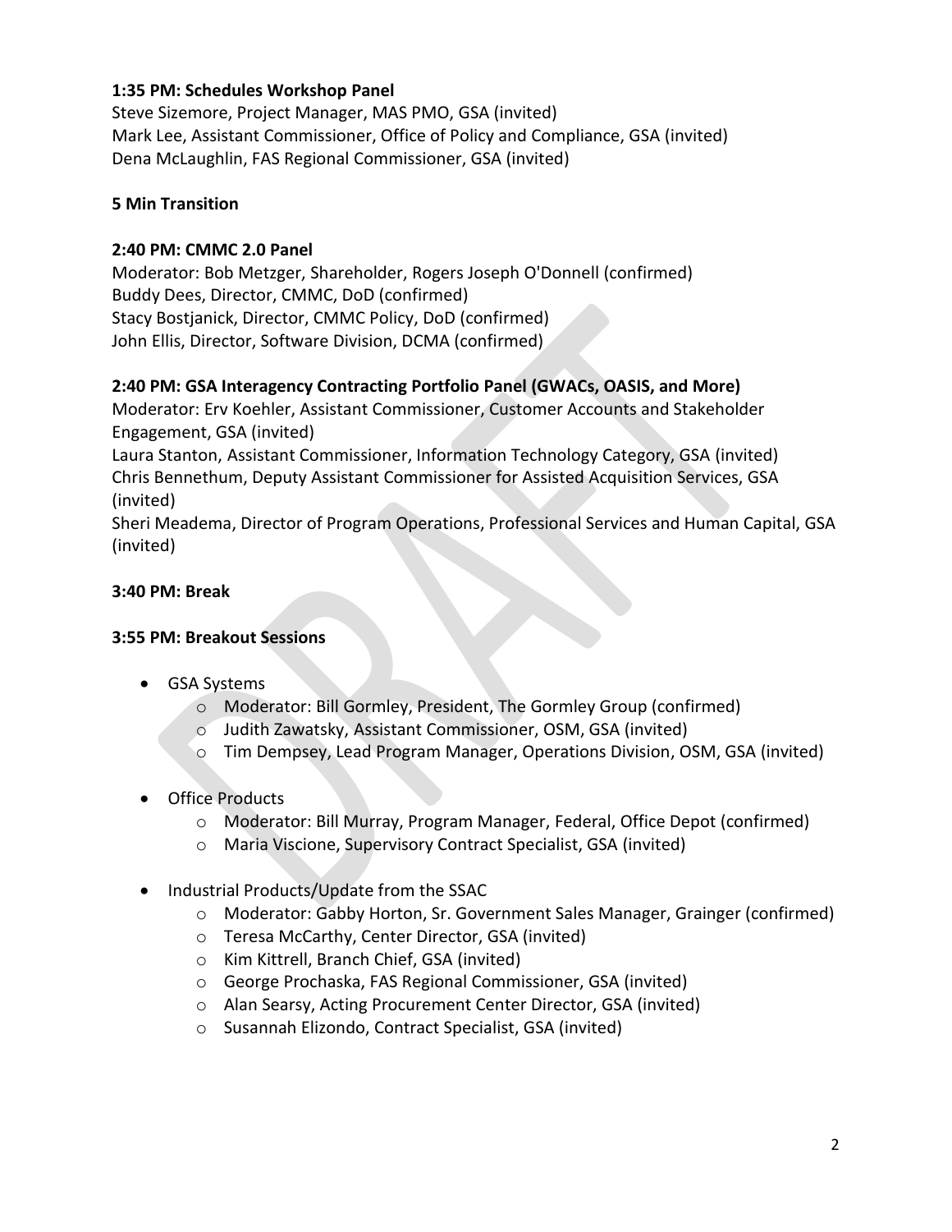**1:35 PM: Schedules Workshop Panel**
Steve Sizemore, Project Manager, MAS PMO, GSA (invited)
Mark Lee, Assistant Commissioner, Office of Policy and Compliance, GSA (invited)
Dena McLaughlin, FAS Regional Commissioner, GSA (invited)

**5 Min Transition**

**2:40 PM: CMMC 2.0 Panel**
Moderator: Bob Metzger, Shareholder, Rogers Joseph O'Donnell (confirmed)
Buddy Dees, Director, CMMC, DoD (confirmed)
Stacy Bostjanick, Director, CMMC Policy, DoD (confirmed)
John Ellis, Director, Software Division, DCMA (confirmed)

**2:40 PM: GSA Interagency Contracting Portfolio Panel (GWACs, OASIS, and More)**
Moderator: Erv Koehler, Assistant Commissioner, Customer Accounts and Stakeholder Engagement, GSA (invited)
Laura Stanton, Assistant Commissioner, Information Technology Category, GSA (invited)
Chris Bennethum, Deputy Assistant Commissioner for Assisted Acquisition Services, GSA (invited)
Sheri Meadema, Director of Program Operations, Professional Services and Human Capital, GSA (invited)

**3:40 PM: Break**

**3:55 PM: Breakout Sessions**

- GSA Systems
  - Moderator: Bill Gormley, President, The Gormley Group (confirmed)
  - Judith Zawatsky, Assistant Commissioner, OSM, GSA (invited)
  - Tim Dempsey, Lead Program Manager, Operations Division, OSM, GSA (invited)

- Office Products
  - Moderator: Bill Murray, Program Manager, Federal, Office Depot (confirmed)
  - Maria Viscione, Supervisory Contract Specialist, GSA (invited)

- Industrial Products/Update from the SSAC
  - Moderator: Gabby Horton, Sr. Government Sales Manager, Grainger (confirmed)
  - Teresa McCarthy, Center Director, GSA (invited)
  - Kim Kittrell, Branch Chief, GSA (invited)
  - George Prochaska, FAS Regional Commissioner, GSA (invited)
  - Alan Searsy, Acting Procurement Center Director, GSA (invited)
  - Susannah Elizondo, Contract Specialist, GSA (invited)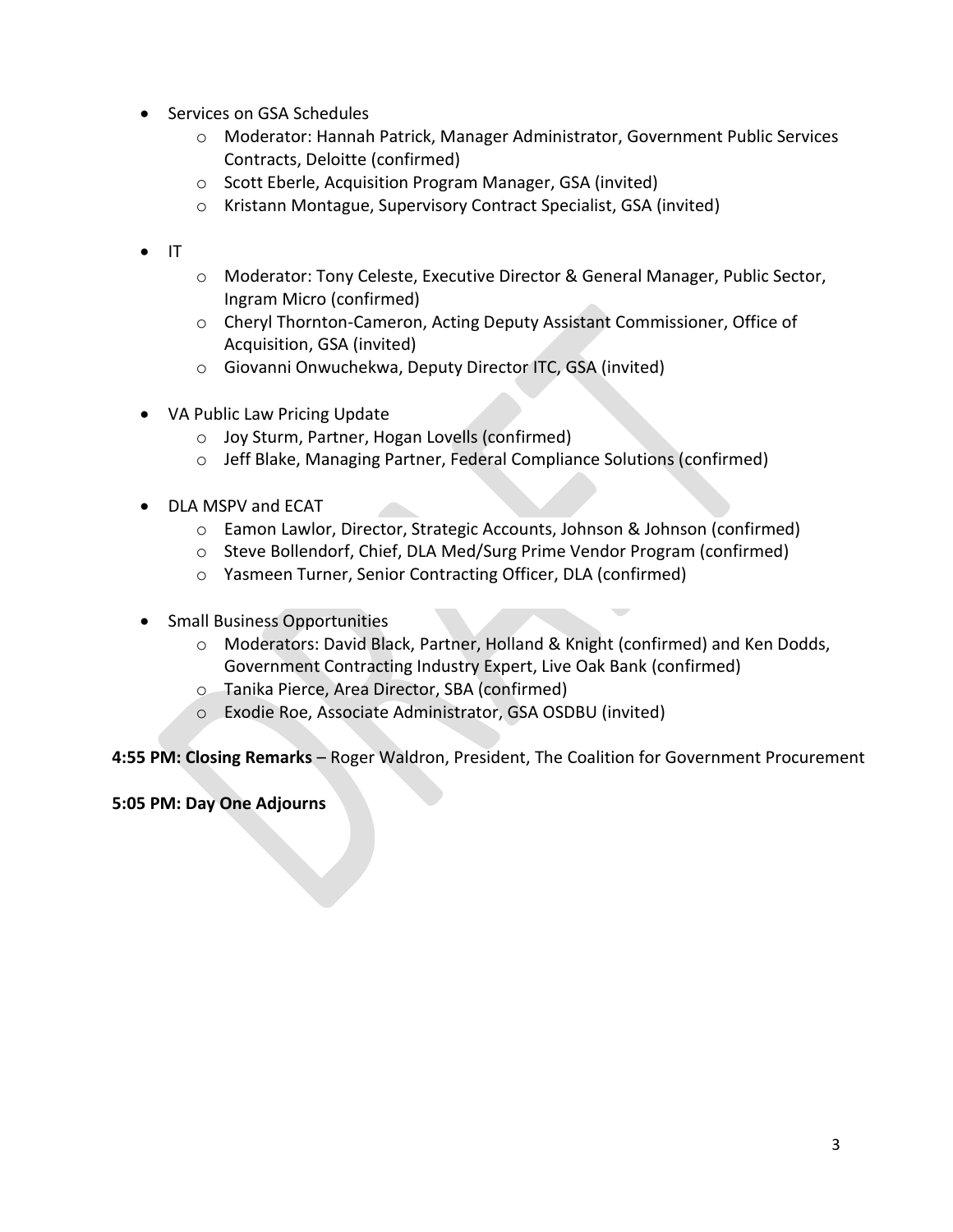- Services on GSA Schedules
  - Moderator: Hannah Patrick, Manager Administrator, Government Public Services Contracts, Deloitte (confirmed)
  - Scott Eberle, Acquisition Program Manager, GSA (invited)
  - Kristann Montague, Supervisory Contract Specialist, GSA (invited)

- IT
  - Moderator: Tony Celeste, Executive Director & General Manager, Public Sector, Ingram Micro (confirmed)
  - Cheryl Thornton-Cameron, Acting Deputy Assistant Commissioner, Office of Acquisition, GSA (invited)
  - Giovanni Onwuchekwa, Deputy Director ITC, GSA (invited)

- VA Public Law Pricing Update
  - Joy Sturm, Partner, Hogan Lovells (confirmed)
  - Jeff Blake, Managing Partner, Federal Compliance Solutions (confirmed)

- DLA MSPV and ECAT
  - Eamon Lawlor, Director, Strategic Accounts, Johnson & Johnson (confirmed)
  - Steve Bollendorf, Chief, DLA Med/Surg Prime Vendor Program (confirmed)
  - Yasmeen Turner, Senior Contracting Officer, DLA (confirmed)

- Small Business Opportunities
  - Moderators: David Black, Partner, Holland & Knight (confirmed) and Ken Dodds, Government Contracting Industry Expert, Live Oak Bank (confirmed)
  - Tanika Pierce, Area Director, SBA (confirmed)
  - Exodie Roe, Associate Administrator, GSA OSDBU (invited)

**4:55 PM: Closing Remarks** – Roger Waldron, President, The Coalition for Government Procurement

**5:05 PM: Day One Adjourns**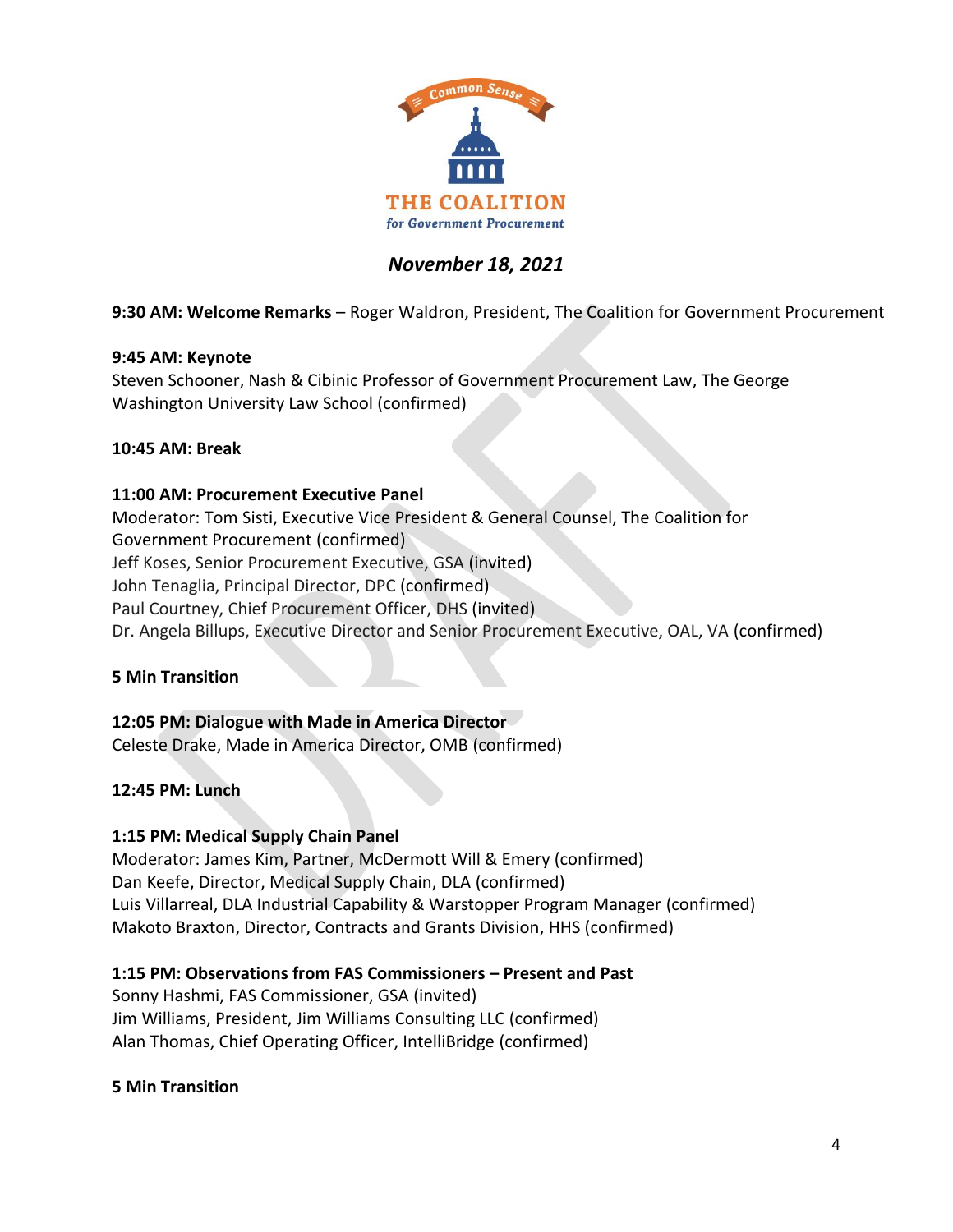THE COALITION

*for Government Procurement*

## *November 18, 2021*

**9:30 AM: Welcome Remarks** – Roger Waldron, President, The Coalition for Government Procurement

**9:45 AM: Keynote**
Steven Schooner, Nash & Cibinic Professor of Government Procurement Law, The George Washington University Law School (confirmed)

**10:45 AM: Break**

**11:00 AM: Procurement Executive Panel**
Moderator: Tom Sisti, Executive Vice President & General Counsel, The Coalition for Government Procurement (confirmed)
Jeff Koses, Senior Procurement Executive, GSA (invited)
John Tenaglia, Principal Director, DPC (confirmed)
Paul Courtney, Chief Procurement Officer, DHS (invited)
Dr. Angela Billups, Executive Director and Senior Procurement Executive, OAL, VA (confirmed)

**5 Min Transition**

**12:05 PM: Dialogue with Made in America Director**
Celeste Drake, Made in America Director, OMB (confirmed)

**12:45 PM: Lunch**

**1:15 PM: Medical Supply Chain Panel**
Moderator: James Kim, Partner, McDermott Will & Emery (confirmed)
Dan Keefe, Director, Medical Supply Chain, DLA (confirmed)
Luis Villarreal, DLA Industrial Capability & Warstopper Program Manager (confirmed)
Makoto Braxton, Director, Contracts and Grants Division, HHS (confirmed)

**1:15 PM: Observations from FAS Commissioners – Present and Past**
Sonny Hashmi, FAS Commissioner, GSA (invited)
Jim Williams, President, Jim Williams Consulting LLC (confirmed)
Alan Thomas, Chief Operating Officer, IntelliBridge (confirmed)

**5 Min Transition**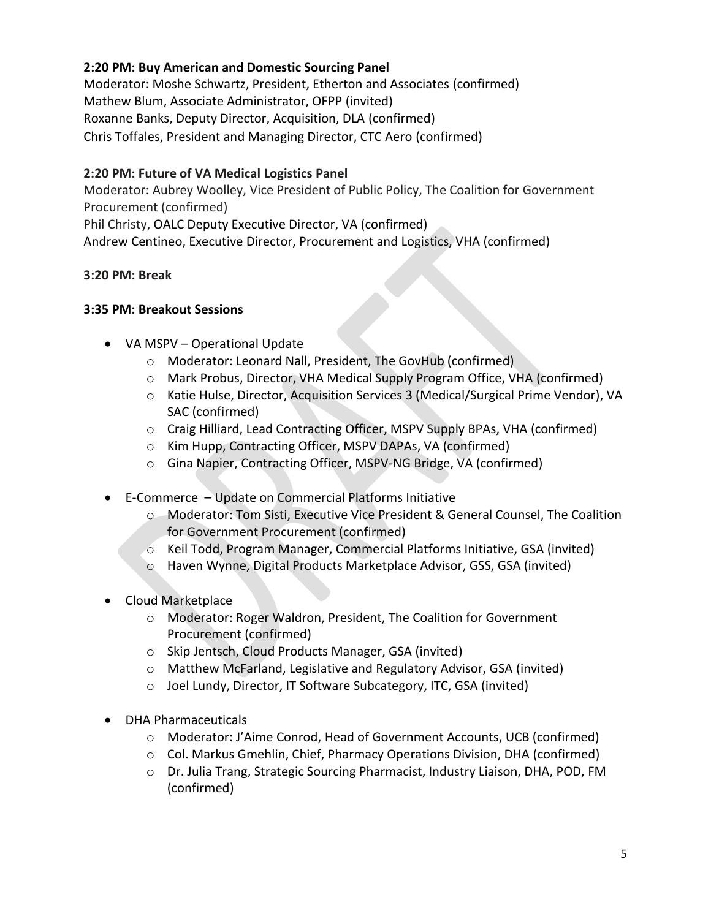**2:20 PM: Buy American and Domestic Sourcing Panel**
Moderator: Moshe Schwartz, President, Etherton and Associates (confirmed)
Mathew Blum, Associate Administrator, OFPP (invited)
Roxanne Banks, Deputy Director, Acquisition, DLA (confirmed)
Chris Toffales, President and Managing Director, CTC Aero (confirmed)

**2:20 PM: Future of VA Medical Logistics Panel**
Moderator: Aubrey Woolley, Vice President of Public Policy, The Coalition for Government Procurement (confirmed)
Phil Christy, OALC Deputy Executive Director, VA (confirmed)
Andrew Centineo, Executive Director, Procurement and Logistics, VHA (confirmed)

**3:20 PM: Break**

**3:35 PM: Breakout Sessions**

- VA MSPV – Operational Update
  - Moderator: Leonard Nall, President, The GovHub (confirmed)
  - Mark Probus, Director, VHA Medical Supply Program Office, VHA (confirmed)
  - Katie Hulse, Director, Acquisition Services 3 (Medical/Surgical Prime Vendor), VA SAC (confirmed)
  - Craig Hilliard, Lead Contracting Officer, MSPV Supply BPAs, VHA (confirmed)
  - Kim Hupp, Contracting Officer, MSPV DAPAs, VA (confirmed)
  - Gina Napier, Contracting Officer, MSPV-NG Bridge, VA (confirmed)
- E-Commerce – Update on Commercial Platforms Initiative
  - Moderator: Tom Sisti, Executive Vice President & General Counsel, The Coalition for Government Procurement (confirmed)
  - Keil Todd, Program Manager, Commercial Platforms Initiative, GSA (invited)
  - Haven Wynne, Digital Products Marketplace Advisor, GSS, GSA (invited)
- Cloud Marketplace
  - Moderator: Roger Waldron, President, The Coalition for Government Procurement (confirmed)
  - Skip Jentsch, Cloud Products Manager, GSA (invited)
  - Matthew McFarland, Legislative and Regulatory Advisor, GSA (invited)
  - Joel Lundy, Director, IT Software Subcategory, ITC, GSA (invited)
- DHA Pharmaceuticals
  - Moderator: J'Aime Conrod, Head of Government Accounts, UCB (confirmed)
  - Col. Markus Gmehlin, Chief, Pharmacy Operations Division, DHA (confirmed)
  - Dr. Julia Trang, Strategic Sourcing Pharmacist, Industry Liaison, DHA, POD, FM (confirmed)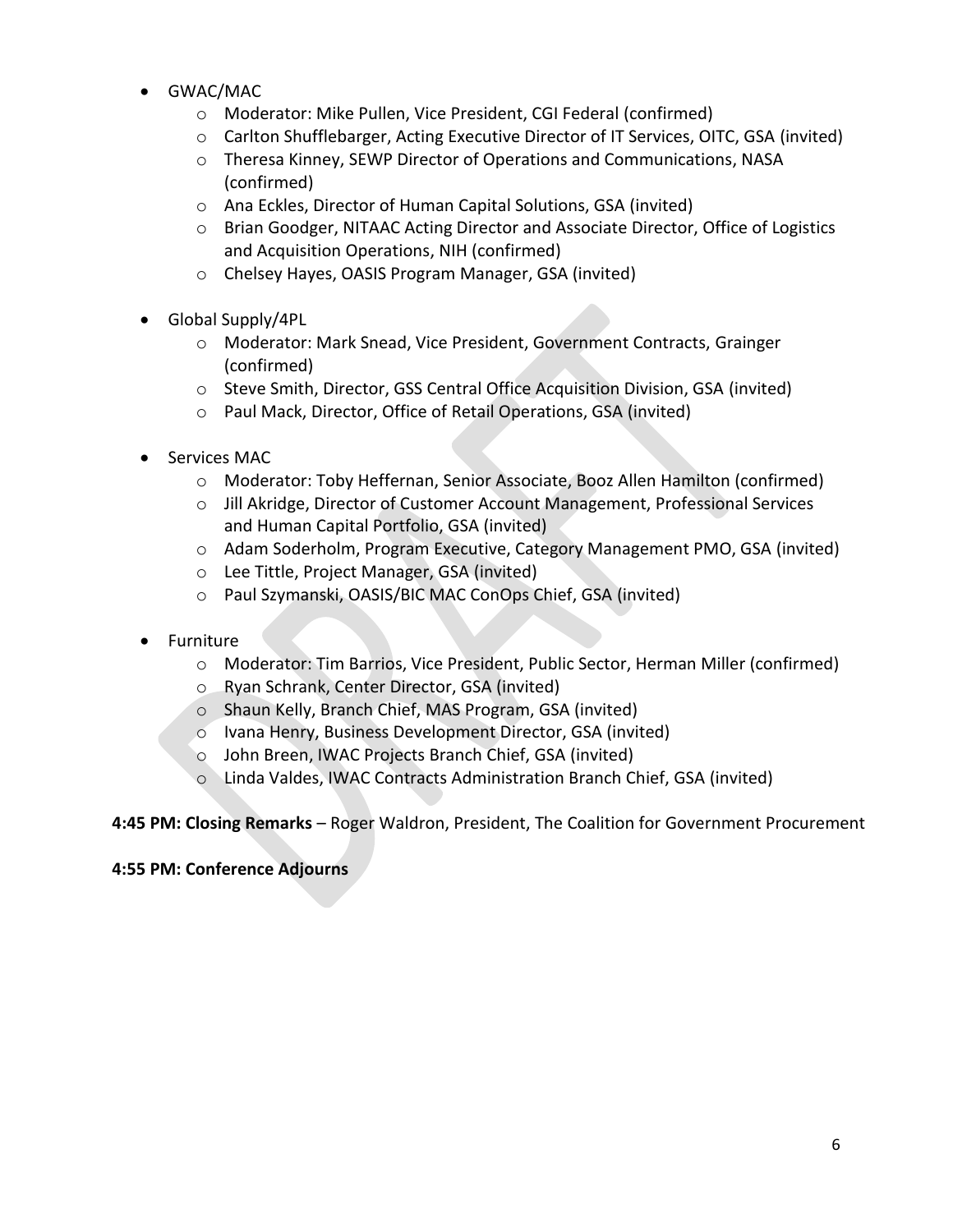- GWAC/MAC
    - Moderator: Mike Pullen, Vice President, CGI Federal (confirmed)
    - Carlton Shufflebarger, Acting Executive Director of IT Services, OITC, GSA (invited)
    - Theresa Kinney, SEWP Director of Operations and Communications, NASA (confirmed)
    - Ana Eckles, Director of Human Capital Solutions, GSA (invited)
    - Brian Goodger, NITAAC Acting Director and Associate Director, Office of Logistics and Acquisition Operations, NIH (confirmed)
    - Chelsey Hayes, OASIS Program Manager, GSA (invited)
- Global Supply/4PL
    - Moderator: Mark Snead, Vice President, Government Contracts, Grainger (confirmed)
    - Steve Smith, Director, GSS Central Office Acquisition Division, GSA (invited)
    - Paul Mack, Director, Office of Retail Operations, GSA (invited)
- Services MAC
    - Moderator: Toby Heffernan, Senior Associate, Booz Allen Hamilton (confirmed)
    - Jill Akridge, Director of Customer Account Management, Professional Services and Human Capital Portfolio, GSA (invited)
    - Adam Soderholm, Program Executive, Category Management PMO, GSA (invited)
    - Lee Tittle, Project Manager, GSA (invited)
    - Paul Szymanski, OASIS/BIC MAC ConOps Chief, GSA (invited)
- Furniture
    - Moderator: Tim Barrios, Vice President, Public Sector, Herman Miller (confirmed)
    - Ryan Schrank, Center Director, GSA (invited)
    - Shaun Kelly, Branch Chief, MAS Program, GSA (invited)
    - Ivana Henry, Business Development Director, GSA (invited)
    - John Breen, IWAC Projects Branch Chief, GSA (invited)
    - Linda Valdes, IWAC Contracts Administration Branch Chief, GSA (invited)

**4:45 PM: Closing Remarks** – Roger Waldron, President, The Coalition for Government Procurement

**4:55 PM: Conference Adjourns**